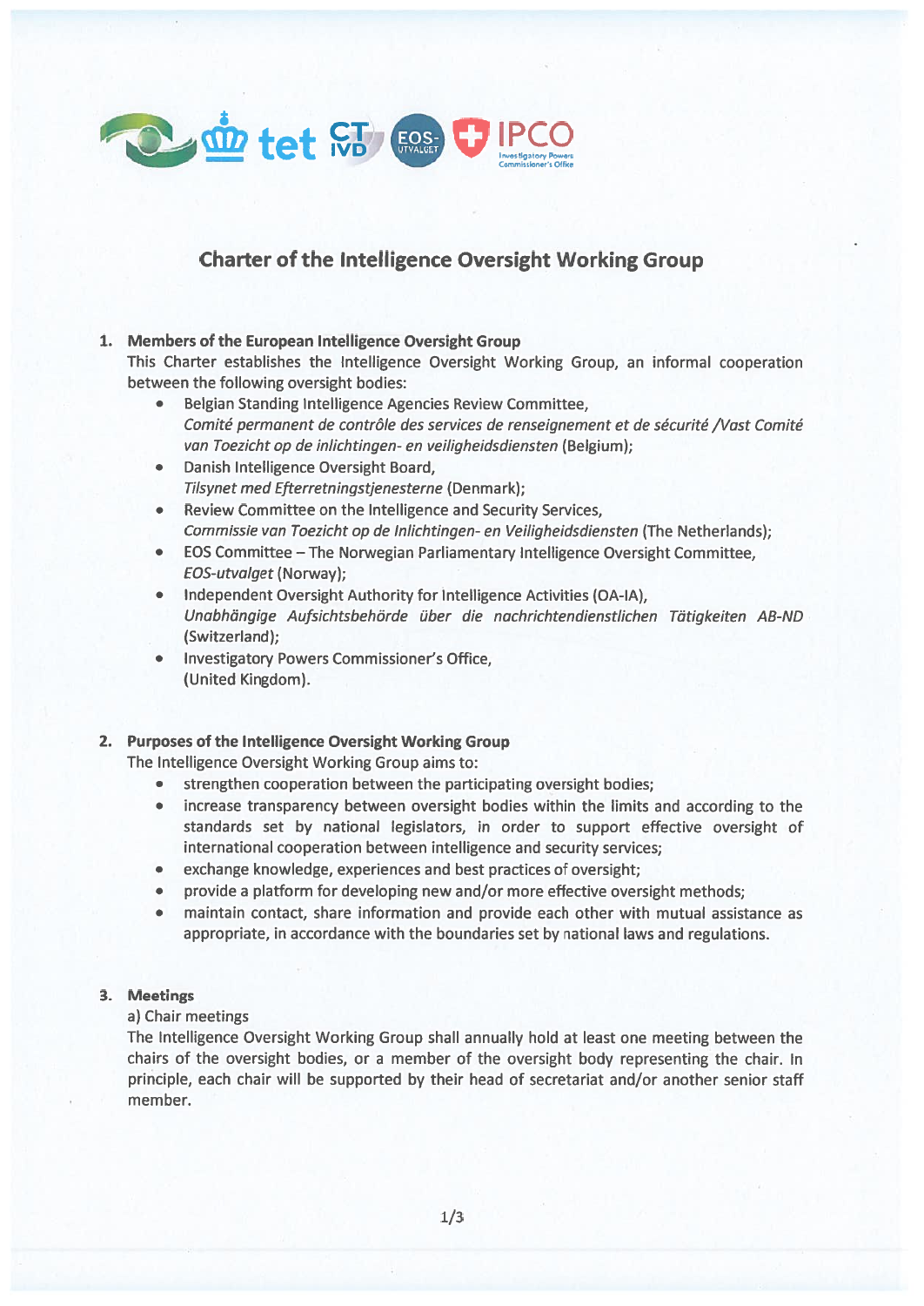# Charter of the Intelligence Oversight Working Group

## 1. Members of the European Intelligence Oversight Group

This Charter establishes the Intelligence Oversight Working Group, an informal cooperation between the following oversight bodies:

- Belgian Standing Intelligence Agencies Review Committee, *Comité permanent de contrôle des services de renseignement et de sécurité /Vast Comité van Toezicht op de inlichtingen- en veiligheidsdiensten* (Belgium);
- Danish Intelligence Oversight Board, *Tilsynet med Efterretningstjenesterne* (Denmark);
- Review Committee on the Intelligence and Security Services, *Commissie van Toezicht op de Inlichtingen- en Veiligheidsdiensten* (The Netherlands);
- EOS Committee – The Norwegian Parliamentary Intelligence Oversight Committee, *EOS-utvalget* (Norway);
- Independent Oversight Authority for Intelligence Activities (OA-IA), *Unabhängige Aufsichtsbehörde über die nachrichtendienstlichen Tätigkeiten AB-ND* (Switzerland);
- Investigatory Powers Commissioner's Office, (United Kingdom).

## 2. Purposes of the Intelligence Oversight Working Group

The Intelligence Oversight Working Group aims to:

- strengthen cooperation between the participating oversight bodies;
- increase transparency between oversight bodies within the limits and according to the standards set by national legislators, in order to support effective oversight of international cooperation between intelligence and security services;
- exchange knowledge, experiences and best practices of oversight;
- provide a platform for developing new and/or more effective oversight methods;
- maintain contact, share information and provide each other with mutual assistance as appropriate, in accordance with the boundaries set by national laws and regulations.

## 3. Meetings

a) Chair meetings

The Intelligence Oversight Working Group shall annually hold at least one meeting between the chairs of the oversight bodies, or a member of the oversight body representing the chair. In principle, each chair will be supported by their head of secretariat and/or another senior staff member.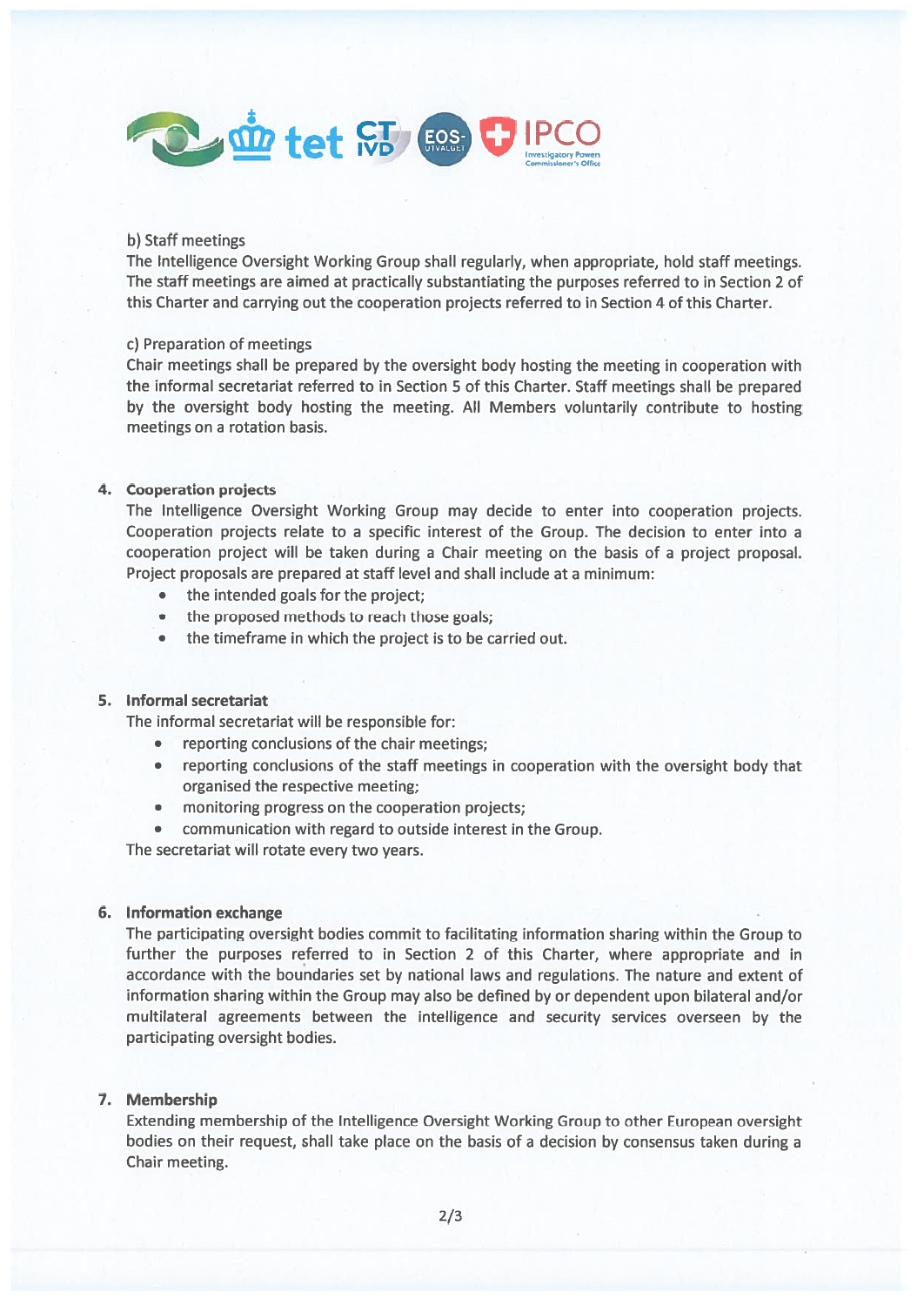b) Staff meetings

The Intelligence Oversight Working Group shall regularly, when appropriate, hold staff meetings. The staff meetings are aimed at practically substantiating the purposes referred to in Section 2 of this Charter and carrying out the cooperation projects referred to in Section 4 of this Charter.

c) Preparation of meetings

Chair meetings shall be prepared by the oversight body hosting the meeting in cooperation with the informal secretariat referred to in Section 5 of this Charter. Staff meetings shall be prepared by the oversight body hosting the meeting. All Members voluntarily contribute to hosting meetings on a rotation basis.

## 4. Cooperation projects

The Intelligence Oversight Working Group may decide to enter into cooperation projects. Cooperation projects relate to a specific interest of the Group. The decision to enter into a cooperation project will be taken during a Chair meeting on the basis of a project proposal. Project proposals are prepared at staff level and shall include at a minimum:

- the intended goals for the project;
- the proposed methods to reach those goals;
- the timeframe in which the project is to be carried out.

## 5. Informal secretariat

The informal secretariat will be responsible for:

- reporting conclusions of the chair meetings;
- reporting conclusions of the staff meetings in cooperation with the oversight body that organised the respective meeting;
- monitoring progress on the cooperation projects;
- communication with regard to outside interest in the Group.

The secretariat will rotate every two years.

## 6. Information exchange

The participating oversight bodies commit to facilitating information sharing within the Group to further the purposes referred to in Section 2 of this Charter, where appropriate and in accordance with the boundaries set by national laws and regulations. The nature and extent of information sharing within the Group may also be defined by or dependent upon bilateral and/or multilateral agreements between the intelligence and security services overseen by the participating oversight bodies.

## 7. Membership

Extending membership of the Intelligence Oversight Working Group to other European oversight bodies on their request, shall take place on the basis of a decision by consensus taken during a Chair meeting.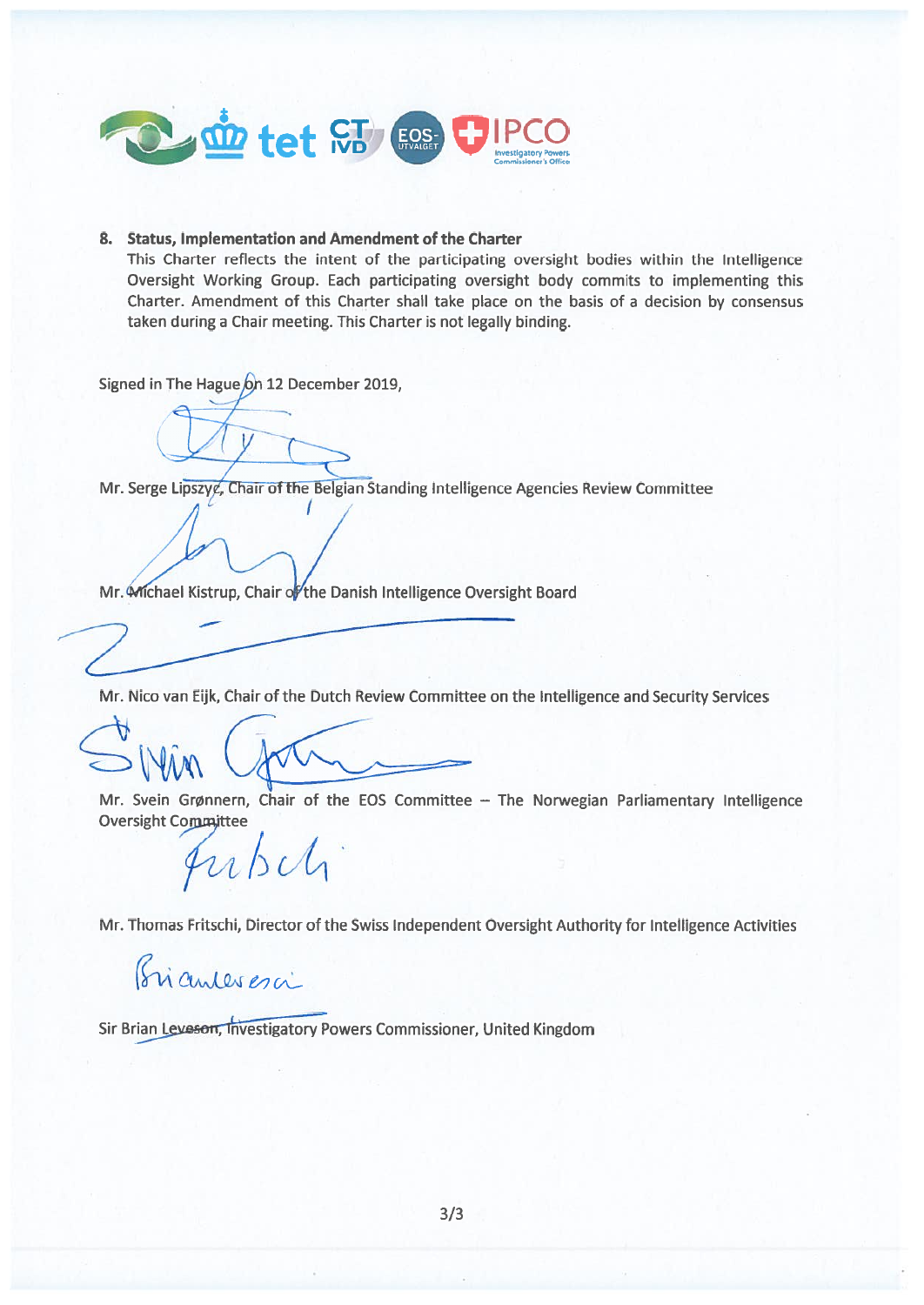## 8. Status, Implementation and Amendment of the Charter

This Charter reflects the intent of the participating oversight bodies within the Intelligence Oversight Working Group. Each participating oversight body commits to implementing this Charter. Amendment of this Charter shall take place on the basis of a decision by consensus taken during a Chair meeting. This Charter is not legally binding.

Signed in The Hague on 12 December 2019,

Mr. Serge Lipszyc, Chair of the Belgian Standing Intelligence Agencies Review Committee

Mr. Michael Kistrup, Chair of the Danish Intelligence Oversight Board

Mr. Nico van Eijk, Chair of the Dutch Review Committee on the Intelligence and Security Services

Mr. Svein Grønnern, Chair of the EOS Committee – The Norwegian Parliamentary Intelligence Oversight Committee

Mr. Thomas Fritschi, Director of the Swiss Independent Oversight Authority for Intelligence Activities

Sir Brian Leveson, Investigatory Powers Commissioner, United Kingdom